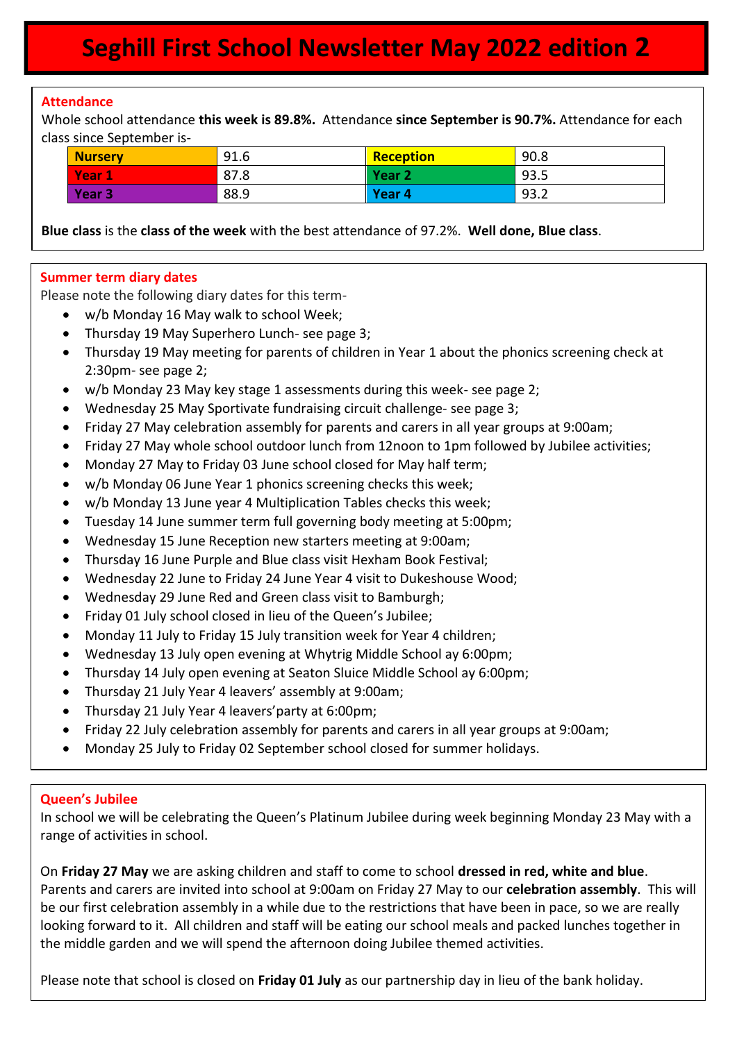# Seghill First School Newsletter May 2022 edition 2

## Attendance

Whole school attendance **this week is 89.8%.** Attendance **since September is 90.7%.** Attendance for each class since September is-

| Nursery | 91.6 | Reception | 90.8 |
|---|---|---|---|
| Year 1 | 87.8 | Year 2 | 93.5 |
| Year 3 | 88.9 | Year 4 | 93.2 |

**Blue class** is the **class of the week** with the best attendance of 97.2%. **Well done, Blue class**.

## Summer term diary dates

Please note the following diary dates for this term-

- w/b Monday 16 May walk to school Week;
- Thursday 19 May Superhero Lunch- see page 3;
- Thursday 19 May meeting for parents of children in Year 1 about the phonics screening check at 2:30pm- see page 2;
- w/b Monday 23 May key stage 1 assessments during this week- see page 2;
- Wednesday 25 May Sportivate fundraising circuit challenge- see page 3;
- Friday 27 May celebration assembly for parents and carers in all year groups at 9:00am;
- Friday 27 May whole school outdoor lunch from 12noon to 1pm followed by Jubilee activities;
- Monday 27 May to Friday 03 June school closed for May half term;
- w/b Monday 06 June Year 1 phonics screening checks this week;
- w/b Monday 13 June year 4 Multiplication Tables checks this week;
- Tuesday 14 June summer term full governing body meeting at 5:00pm;
- Wednesday 15 June Reception new starters meeting at 9:00am;
- Thursday 16 June Purple and Blue class visit Hexham Book Festival;
- Wednesday 22 June to Friday 24 June Year 4 visit to Dukeshouse Wood;
- Wednesday 29 June Red and Green class visit to Bamburgh;
- Friday 01 July school closed in lieu of the Queen's Jubilee;
- Monday 11 July to Friday 15 July transition week for Year 4 children;
- Wednesday 13 July open evening at Whytrig Middle School ay 6:00pm;
- Thursday 14 July open evening at Seaton Sluice Middle School ay 6:00pm;
- Thursday 21 July Year 4 leavers' assembly at 9:00am;
- Thursday 21 July Year 4 leavers'party at 6:00pm;
- Friday 22 July celebration assembly for parents and carers in all year groups at 9:00am;
- Monday 25 July to Friday 02 September school closed for summer holidays.

## Queen's Jubilee

In school we will be celebrating the Queen's Platinum Jubilee during week beginning Monday 23 May with a range of activities in school.

On **Friday 27 May** we are asking children and staff to come to school **dressed in red, white and blue**. Parents and carers are invited into school at 9:00am on Friday 27 May to our **celebration assembly**. This will be our first celebration assembly in a while due to the restrictions that have been in pace, so we are really looking forward to it. All children and staff will be eating our school meals and packed lunches together in the middle garden and we will spend the afternoon doing Jubilee themed activities.

Please note that school is closed on **Friday 01 July** as our partnership day in lieu of the bank holiday.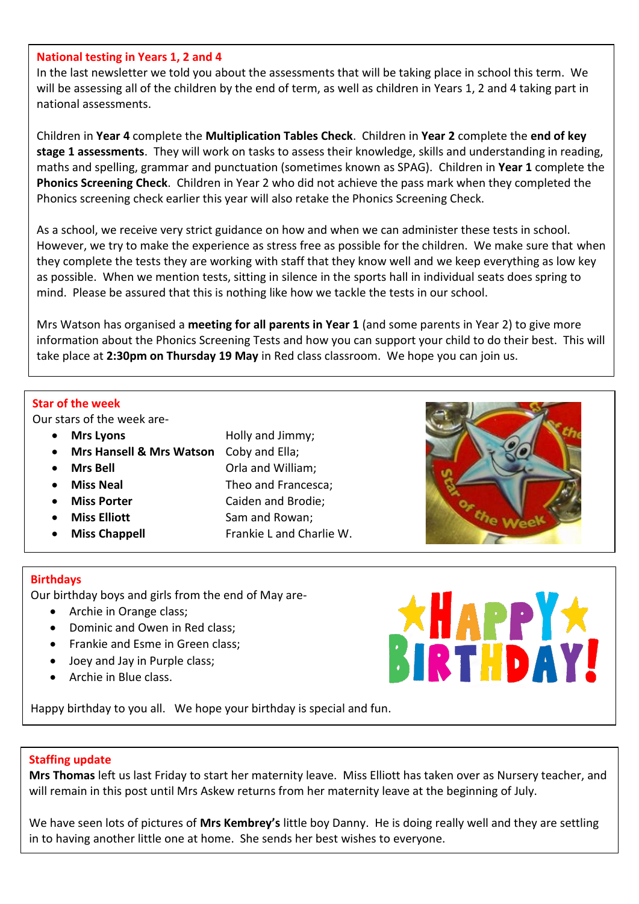## National testing in Years 1, 2 and 4

In the last newsletter we told you about the assessments that will be taking place in school this term. We will be assessing all of the children by the end of term, as well as children in Years 1, 2 and 4 taking part in national assessments.

Children in **Year 4** complete the **Multiplication Tables Check**. Children in **Year 2** complete the **end of key stage 1 assessments**. They will work on tasks to assess their knowledge, skills and understanding in reading, maths and spelling, grammar and punctuation (sometimes known as SPAG). Children in **Year 1** complete the **Phonics Screening Check**. Children in Year 2 who did not achieve the pass mark when they completed the Phonics screening check earlier this year will also retake the Phonics Screening Check.

As a school, we receive very strict guidance on how and when we can administer these tests in school. However, we try to make the experience as stress free as possible for the children. We make sure that when they complete the tests they are working with staff that they know well and we keep everything as low key as possible. When we mention tests, sitting in silence in the sports hall in individual seats does spring to mind. Please be assured that this is nothing like how we tackle the tests in our school.

Mrs Watson has organised a **meeting for all parents in Year 1** (and some parents in Year 2) to give more information about the Phonics Screening Tests and how you can support your child to do their best. This will take place at **2:30pm on Thursday 19 May** in Red class classroom. We hope you can join us.

## Star of the week

Our stars of the week are-

- **Mrs Lyons** Holly and Jimmy;
- **Mrs Hansell & Mrs Watson** Coby and Ella;
- **Mrs Bell** Orla and William;
- **Miss Neal** Theo and Francesca;
- **Miss Porter** Caiden and Brodie;
- **Miss Elliott** Sam and Rowan;
- **Miss Chappell** Frankie L and Charlie W.

## Birthdays

Our birthday boys and girls from the end of May are-

- Archie in Orange class;
- Dominic and Owen in Red class;
- Frankie and Esme in Green class;
- Joey and Jay in Purple class;
- Archie in Blue class.

Happy birthday to you all. We hope your birthday is special and fun.

## Staffing update

**Mrs Thomas** left us last Friday to start her maternity leave. Miss Elliott has taken over as Nursery teacher, and will remain in this post until Mrs Askew returns from her maternity leave at the beginning of July.

We have seen lots of pictures of **Mrs Kembrey's** little boy Danny. He is doing really well and they are settling in to having another little one at home. She sends her best wishes to everyone.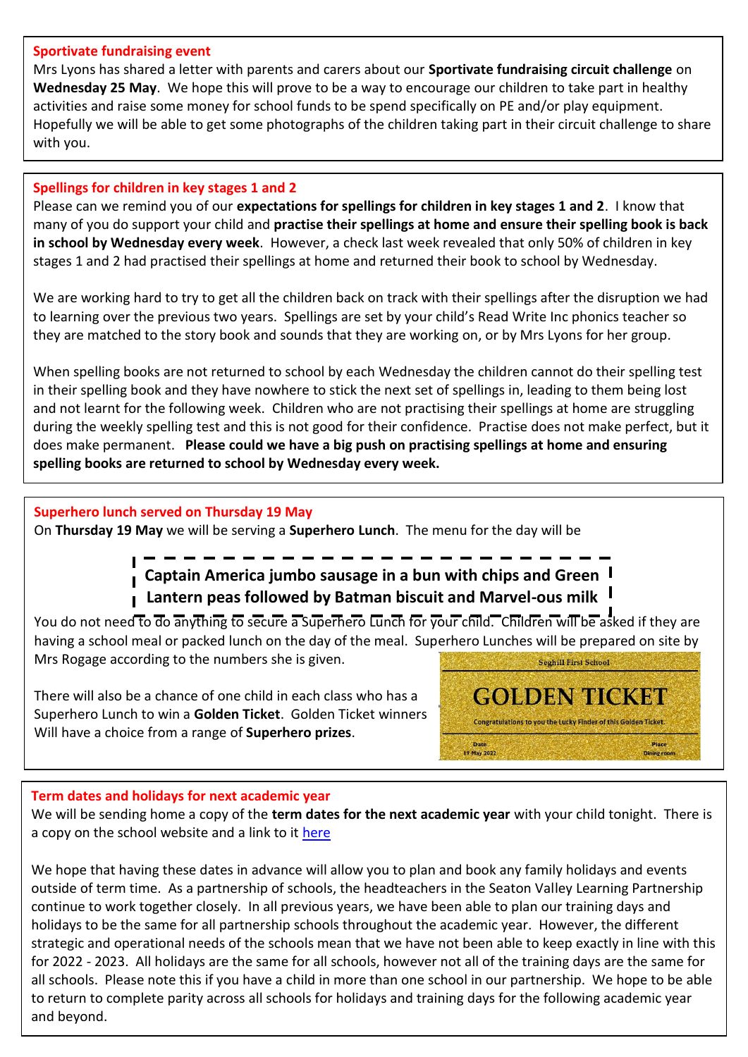## Sportivate fundraising event

Mrs Lyons has shared a letter with parents and carers about our **Sportivate fundraising circuit challenge** on **Wednesday 25 May**. We hope this will prove to be a way to encourage our children to take part in healthy activities and raise some money for school funds to be spend specifically on PE and/or play equipment. Hopefully we will be able to get some photographs of the children taking part in their circuit challenge to share with you.

## Spellings for children in key stages 1 and 2

Please can we remind you of our **expectations for spellings for children in key stages 1 and 2**. I know that many of you do support your child and **practise their spellings at home and ensure their spelling book is back in school by Wednesday every week**. However, a check last week revealed that only 50% of children in key stages 1 and 2 had practised their spellings at home and returned their book to school by Wednesday.

We are working hard to try to get all the children back on track with their spellings after the disruption we had to learning over the previous two years. Spellings are set by your child's Read Write Inc phonics teacher so they are matched to the story book and sounds that they are working on, or by Mrs Lyons for her group.

When spelling books are not returned to school by each Wednesday the children cannot do their spelling test in their spelling book and they have nowhere to stick the next set of spellings in, leading to them being lost and not learnt for the following week. Children who are not practising their spellings at home are struggling during the weekly spelling test and this is not good for their confidence. Practise does not make perfect, but it does make permanent. **Please could we have a big push on practising spellings at home and ensuring spelling books are returned to school by Wednesday every week.**

## Superhero lunch served on Thursday 19 May

On **Thursday 19 May** we will be serving a **Superhero Lunch**. The menu for the day will be

**Captain America jumbo sausage in a bun with chips and Green Lantern peas followed by Batman biscuit and Marvel-ous milk**

You do not need to do anything to secure a Superhero Lunch for your child. Children will be asked if they are having a school meal or packed lunch on the day of the meal. Superhero Lunches will be prepared on site by Mrs Rogage according to the numbers she is given.

There will also be a chance of one child in each class who has a Superhero Lunch to win a **Golden Ticket**. Golden Ticket winners Will have a choice from a range of **Superhero prizes**.

Seghill First School

GOLDEN TICKET

Congratulations to you the Lucky Finder of this Golden Ticket.

Date: 19 May 2022 | Place: Dining room

## Term dates and holidays for next academic year

We will be sending home a copy of the **term dates for the next academic year** with your child tonight. There is a copy on the school website and a link to it here

We hope that having these dates in advance will allow you to plan and book any family holidays and events outside of term time. As a partnership of schools, the headteachers in the Seaton Valley Learning Partnership continue to work together closely. In all previous years, we have been able to plan our training days and holidays to be the same for all partnership schools throughout the academic year. However, the different strategic and operational needs of the schools mean that we have not been able to keep exactly in line with this for 2022 - 2023. All holidays are the same for all schools, however not all of the training days are the same for all schools. Please note this if you have a child in more than one school in our partnership. We hope to be able to return to complete parity across all schools for holidays and training days for the following academic year and beyond.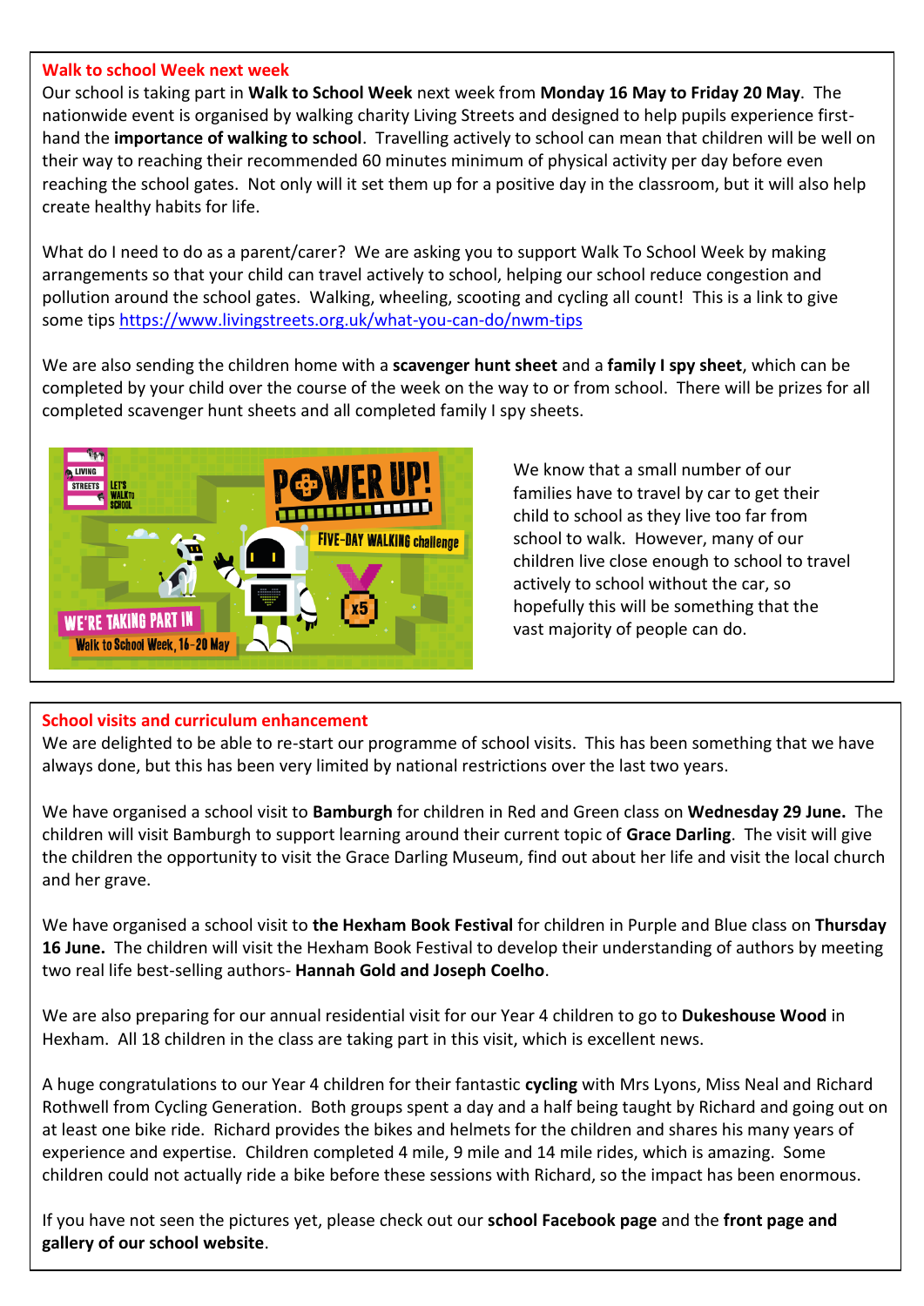## Walk to school Week next week

Our school is taking part in **Walk to School Week** next week from **Monday 16 May to Friday 20 May**. The nationwide event is organised by walking charity Living Streets and designed to help pupils experience first-hand the **importance of walking to school**. Travelling actively to school can mean that children will be well on their way to reaching their recommended 60 minutes minimum of physical activity per day before even reaching the school gates. Not only will it set them up for a positive day in the classroom, but it will also help create healthy habits for life.

What do I need to do as a parent/carer? We are asking you to support Walk To School Week by making arrangements so that your child can travel actively to school, helping our school reduce congestion and pollution around the school gates. Walking, wheeling, scooting and cycling all count! This is a link to give some tips https://www.livingstreets.org.uk/what-you-can-do/nwm-tips

We are also sending the children home with a **scavenger hunt sheet** and a **family I spy sheet**, which can be completed by your child over the course of the week on the way to or from school. There will be prizes for all completed scavenger hunt sheets and all completed family I spy sheets.

We know that a small number of our families have to travel by car to get their child to school as they live too far from school to walk. However, many of our children live close enough to school to travel actively to school without the car, so hopefully this will be something that the vast majority of people can do.

## School visits and curriculum enhancement

We are delighted to be able to re-start our programme of school visits. This has been something that we have always done, but this has been very limited by national restrictions over the last two years.

We have organised a school visit to **Bamburgh** for children in Red and Green class on **Wednesday 29 June.** The children will visit Bamburgh to support learning around their current topic of **Grace Darling**. The visit will give the children the opportunity to visit the Grace Darling Museum, find out about her life and visit the local church and her grave.

We have organised a school visit to **the Hexham Book Festival** for children in Purple and Blue class on **Thursday 16 June.** The children will visit the Hexham Book Festival to develop their understanding of authors by meeting two real life best-selling authors- **Hannah Gold and Joseph Coelho**.

We are also preparing for our annual residential visit for our Year 4 children to go to **Dukeshouse Wood** in Hexham. All 18 children in the class are taking part in this visit, which is excellent news.

A huge congratulations to our Year 4 children for their fantastic **cycling** with Mrs Lyons, Miss Neal and Richard Rothwell from Cycling Generation. Both groups spent a day and a half being taught by Richard and going out on at least one bike ride. Richard provides the bikes and helmets for the children and shares his many years of experience and expertise. Children completed 4 mile, 9 mile and 14 mile rides, which is amazing. Some children could not actually ride a bike before these sessions with Richard, so the impact has been enormous.

If you have not seen the pictures yet, please check out our **school Facebook page** and the **front page and gallery of our school website**.